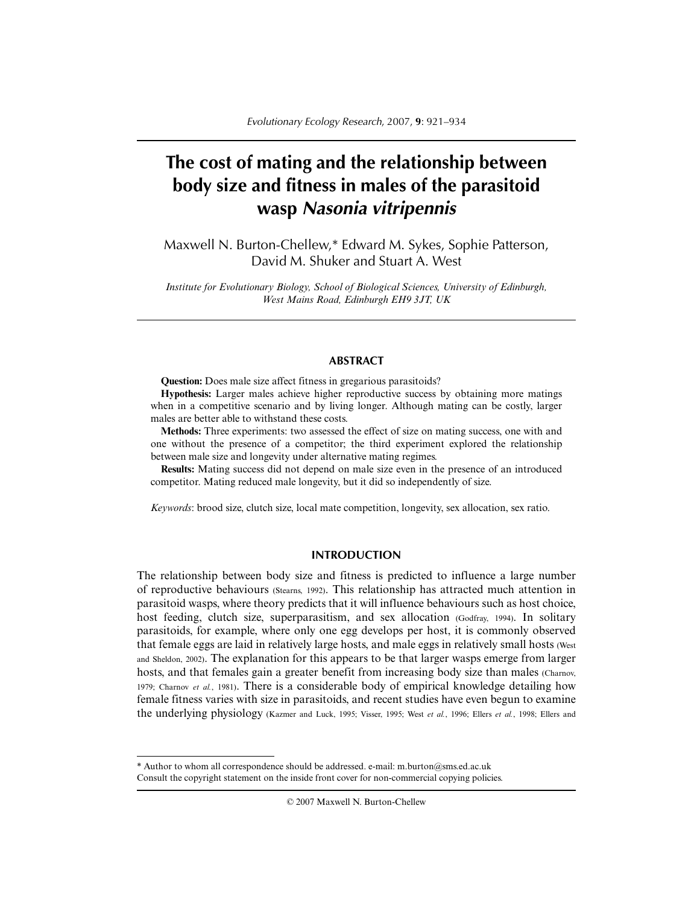# The cost of mating and the relationship between body size and fitness in males of the parasitoid wasp *Nasonia vitripennis*

Maxwell N. Burton-Chellew,* Edward M. Sykes, Sophie Patterson, David M. Shuker and Stuart A. West

*Institute for Evolutionary Biology, School of Biological Sciences, University of Edinburgh, West Mains Road, Edinburgh EH9 3JT, UK*

## ABSTRACT

**Question:** Does male size affect fitness in gregarious parasitoids?

**Hypothesis:** Larger males achieve higher reproductive success by obtaining more matings when in a competitive scenario and by living longer. Although mating can be costly, larger males are better able to withstand these costs.

**Methods:** Three experiments: two assessed the effect of size on mating success, one with and one without the presence of a competitor; the third experiment explored the relationship between male size and longevity under alternative mating regimes.

**Results:** Mating success did not depend on male size even in the presence of an introduced competitor. Mating reduced male longevity, but it did so independently of size.

*Keywords*: brood size, clutch size, local mate competition, longevity, sex allocation, sex ratio.

## INTRODUCTION

The relationship between body size and fitness is predicted to influence a large number of reproductive behaviours (Stearns, 1992). This relationship has attracted much attention in parasitoid wasps, where theory predicts that it will influence behaviours such as host choice, host feeding, clutch size, superparasitism, and sex allocation (Godfray, 1994). In solitary parasitoids, for example, where only one egg develops per host, it is commonly observed that female eggs are laid in relatively large hosts, and male eggs in relatively small hosts (West and Sheldon, 2002). The explanation for this appears to be that larger wasps emerge from larger hosts, and that females gain a greater benefit from increasing body size than males (Charnov, 1979; Charnov *et al.*, 1981). There is a considerable body of empirical knowledge detailing how female fitness varies with size in parasitoids, and recent studies have even begun to examine the underlying physiology (Kazmer and Luck, 1995; Visser, 1995; West *et al.*, 1996; Ellers *et al.*, 1998; Ellers and

---

* Author to whom all correspondence should be addressed. e-mail: m.burton@sms.ed.ac.uk
Consult the copyright statement on the inside front cover for non-commercial copying policies.

© 2007 Maxwell N. Burton-Chellew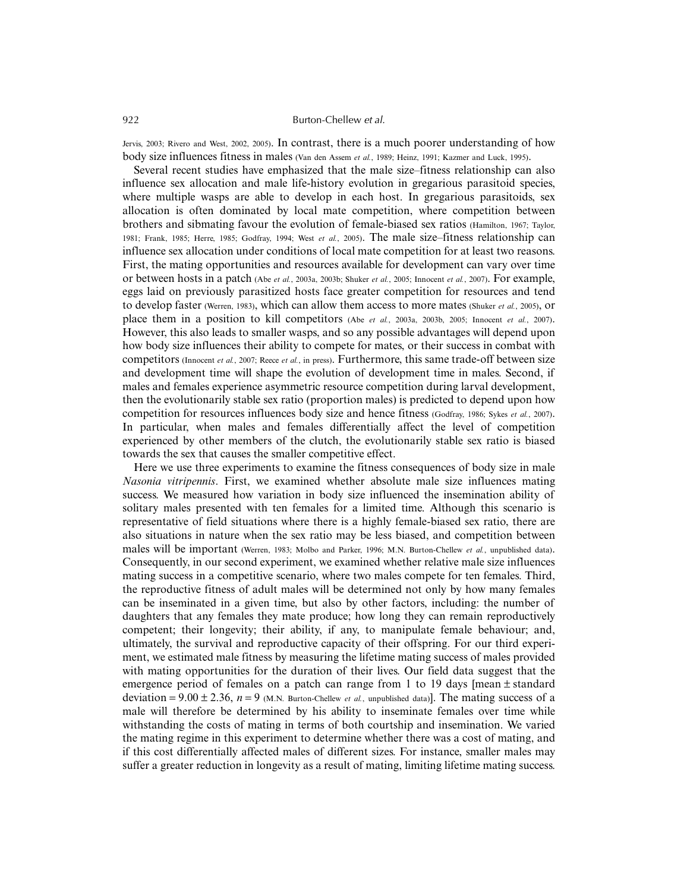Jervis, 2003; Rivero and West, 2002, 2005). In contrast, there is a much poorer understanding of how body size influences fitness in males (Van den Assem *et al.*, 1989; Heinz, 1991; Kazmer and Luck, 1995).

Several recent studies have emphasized that the male size–fitness relationship can also influence sex allocation and male life-history evolution in gregarious parasitoid species, where multiple wasps are able to develop in each host. In gregarious parasitoids, sex allocation is often dominated by local mate competition, where competition between brothers and sibmating favour the evolution of female-biased sex ratios (Hamilton, 1967; Taylor, 1981; Frank, 1985; Herre, 1985; Godfray, 1994; West *et al.*, 2005). The male size–fitness relationship can influence sex allocation under conditions of local mate competition for at least two reasons. First, the mating opportunities and resources available for development can vary over time or between hosts in a patch (Abe *et al.*, 2003a, 2003b; Shuker *et al.*, 2005; Innocent *et al.*, 2007). For example, eggs laid on previously parasitized hosts face greater competition for resources and tend to develop faster (Werren, 1983), which can allow them access to more mates (Shuker *et al.*, 2005), or place them in a position to kill competitors (Abe *et al.*, 2003a, 2003b, 2005; Innocent *et al.*, 2007). However, this also leads to smaller wasps, and so any possible advantages will depend upon how body size influences their ability to compete for mates, or their success in combat with competitors (Innocent *et al.*, 2007; Reece *et al.*, in press). Furthermore, this same trade-off between size and development time will shape the evolution of development time in males. Second, if males and females experience asymmetric resource competition during larval development, then the evolutionarily stable sex ratio (proportion males) is predicted to depend upon how competition for resources influences body size and hence fitness (Godfray, 1986; Sykes *et al.*, 2007). In particular, when males and females differentially affect the level of competition experienced by other members of the clutch, the evolutionarily stable sex ratio is biased towards the sex that causes the smaller competitive effect.

Here we use three experiments to examine the fitness consequences of body size in male *Nasonia vitripennis*. First, we examined whether absolute male size influences mating success. We measured how variation in body size influenced the insemination ability of solitary males presented with ten females for a limited time. Although this scenario is representative of field situations where there is a highly female-biased sex ratio, there are also situations in nature when the sex ratio may be less biased, and competition between males will be important (Werren, 1983; Molbo and Parker, 1996; M.N. Burton-Chellew *et al.*, unpublished data). Consequently, in our second experiment, we examined whether relative male size influences mating success in a competitive scenario, where two males compete for ten females. Third, the reproductive fitness of adult males will be determined not only by how many females can be inseminated in a given time, but also by other factors, including: the number of daughters that any females they mate produce; how long they can remain reproductively competent; their longevity; their ability, if any, to manipulate female behaviour; and, ultimately, the survival and reproductive capacity of their offspring. For our third experiment, we estimated male fitness by measuring the lifetime mating success of males provided with mating opportunities for the duration of their lives. Our field data suggest that the emergence period of females on a patch can range from 1 to 19 days [mean ± standard deviation = $9.00 \pm 2.36$, $n = 9$ (M.N. Burton-Chellew *et al.*, unpublished data)]. The mating success of a male will therefore be determined by his ability to inseminate females over time while withstanding the costs of mating in terms of both courtship and insemination. We varied the mating regime in this experiment to determine whether there was a cost of mating, and if this cost differentially affected males of different sizes. For instance, smaller males may suffer a greater reduction in longevity as a result of mating, limiting lifetime mating success.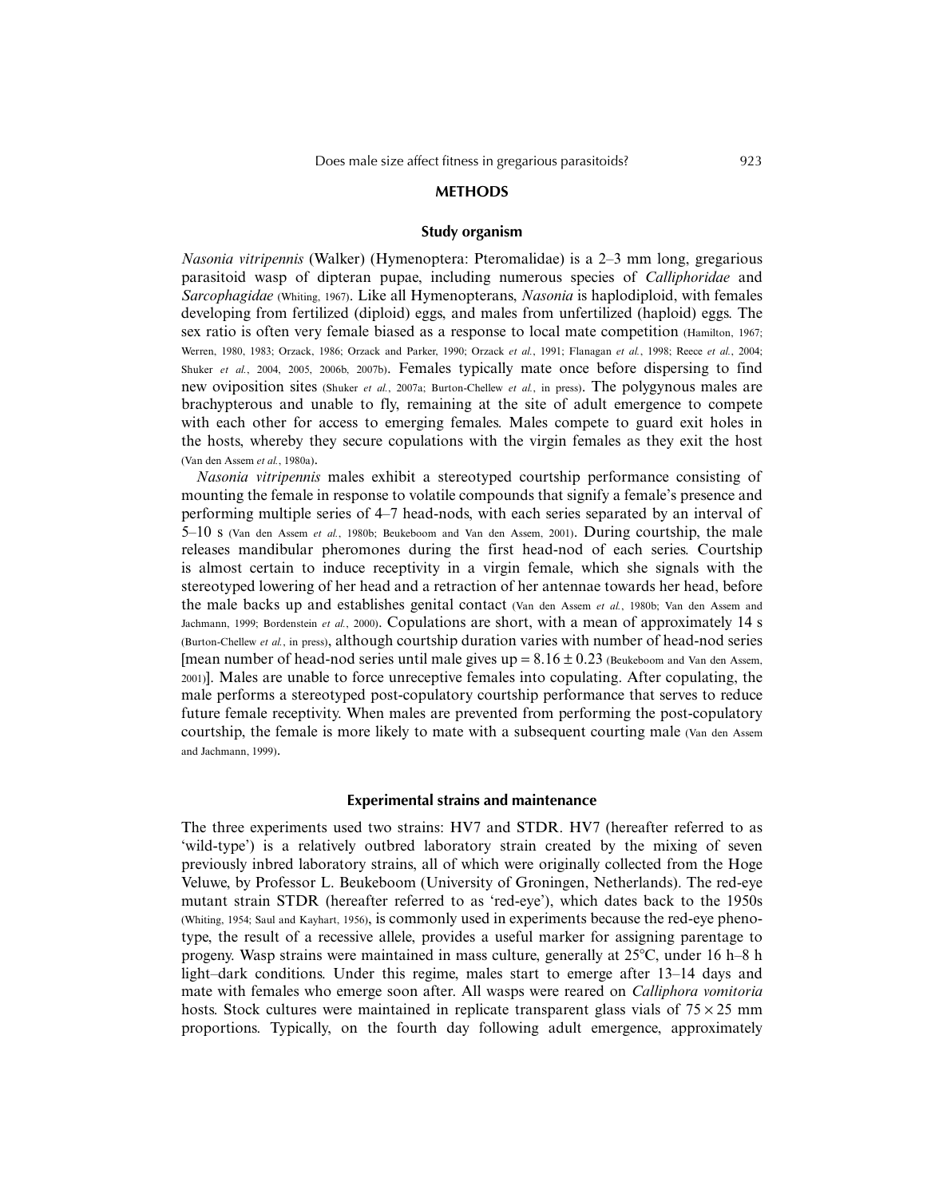## METHODS

### Study organism

*Nasonia vitripennis* (Walker) (Hymenoptera: Pteromalidae) is a 2–3 mm long, gregarious parasitoid wasp of dipteran pupae, including numerous species of *Calliphoridae* and *Sarcophagidae* (Whiting, 1967). Like all Hymenopterans, *Nasonia* is haplodiploid, with females developing from fertilized (diploid) eggs, and males from unfertilized (haploid) eggs. The sex ratio is often very female biased as a response to local mate competition (Hamilton, 1967; Werren, 1980, 1983; Orzack, 1986; Orzack and Parker, 1990; Orzack *et al.*, 1991; Flanagan *et al.*, 1998; Reece *et al.*, 2004; Shuker *et al.*, 2004, 2005, 2006b, 2007b). Females typically mate once before dispersing to find new oviposition sites (Shuker *et al.*, 2007a; Burton-Chellew *et al.*, in press). The polygynous males are brachypterous and unable to fly, remaining at the site of adult emergence to compete with each other for access to emerging females. Males compete to guard exit holes in the hosts, whereby they secure copulations with the virgin females as they exit the host (Van den Assem *et al.*, 1980a).

*Nasonia vitripennis* males exhibit a stereotyped courtship performance consisting of mounting the female in response to volatile compounds that signify a female's presence and performing multiple series of 4–7 head-nods, with each series separated by an interval of 5–10 s (Van den Assem *et al.*, 1980b; Beukeboom and Van den Assem, 2001). During courtship, the male releases mandibular pheromones during the first head-nod of each series. Courtship is almost certain to induce receptivity in a virgin female, which she signals with the stereotyped lowering of her head and a retraction of her antennae towards her head, before the male backs up and establishes genital contact (Van den Assem *et al.*, 1980b; Van den Assem and Jachmann, 1999; Bordenstein *et al.*, 2000). Copulations are short, with a mean of approximately 14 s (Burton-Chellew *et al.*, in press), although courtship duration varies with number of head-nod series [mean number of head-nod series until male gives up = $8.16 \pm 0.23$ (Beukeboom and Van den Assem, 2001)]. Males are unable to force unreceptive females into copulating. After copulating, the male performs a stereotyped post-copulatory courtship performance that serves to reduce future female receptivity. When males are prevented from performing the post-copulatory courtship, the female is more likely to mate with a subsequent courting male (Van den Assem and Jachmann, 1999).

### Experimental strains and maintenance

The three experiments used two strains: HV7 and STDR. HV7 (hereafter referred to as 'wild-type') is a relatively outbred laboratory strain created by the mixing of seven previously inbred laboratory strains, all of which were originally collected from the Hoge Veluwe, by Professor L. Beukeboom (University of Groningen, Netherlands). The red-eye mutant strain STDR (hereafter referred to as 'red-eye'), which dates back to the 1950s (Whiting, 1954; Saul and Kayhart, 1956), is commonly used in experiments because the red-eye phenotype, the result of a recessive allele, provides a useful marker for assigning parentage to progeny. Wasp strains were maintained in mass culture, generally at 25°C, under 16 h–8 h light–dark conditions. Under this regime, males start to emerge after 13–14 days and mate with females who emerge soon after. All wasps were reared on *Calliphora vomitoria* hosts. Stock cultures were maintained in replicate transparent glass vials of $75 \times 25$ mm proportions. Typically, on the fourth day following adult emergence, approximately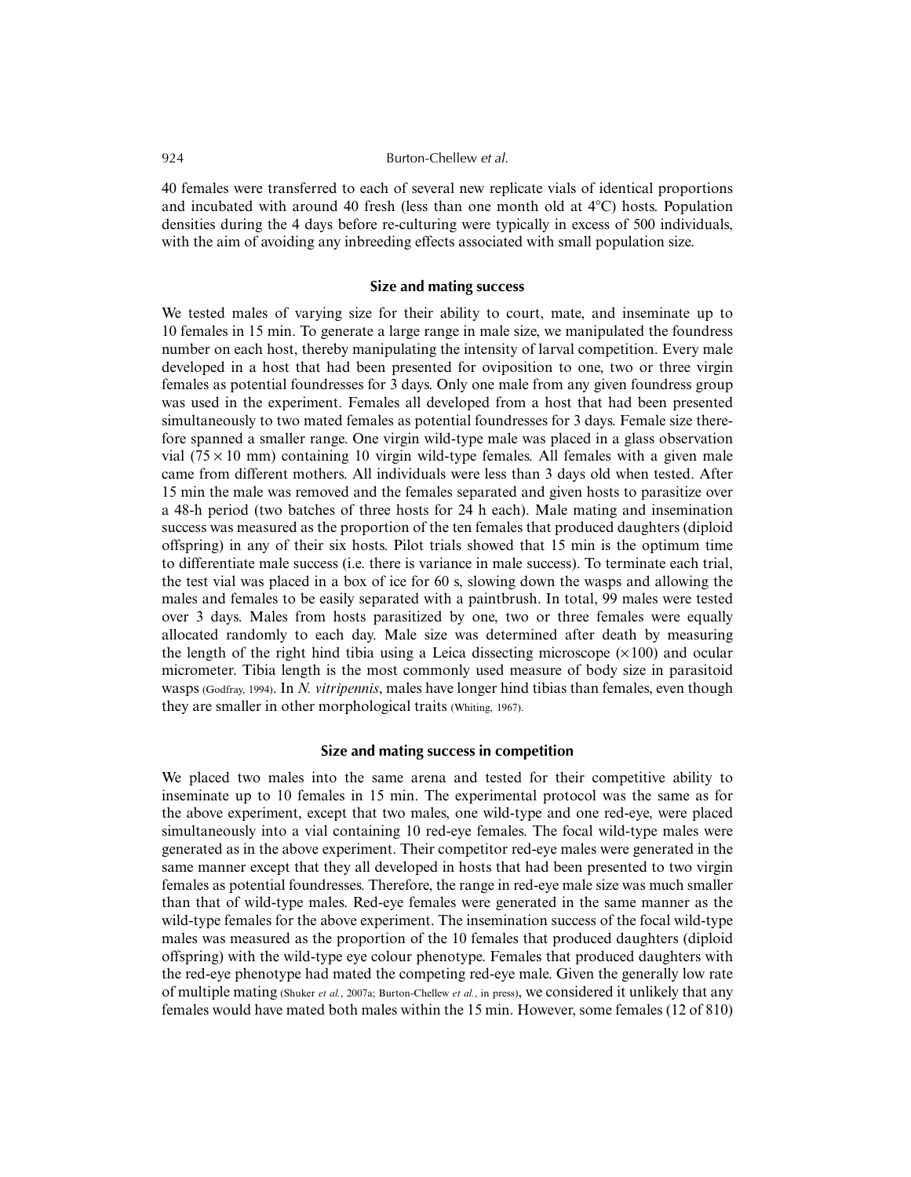40 females were transferred to each of several new replicate vials of identical proportions and incubated with around 40 fresh (less than one month old at 4°C) hosts. Population densities during the 4 days before re-culturing were typically in excess of 500 individuals, with the aim of avoiding any inbreeding effects associated with small population size.

### Size and mating success

We tested males of varying size for their ability to court, mate, and inseminate up to 10 females in 15 min. To generate a large range in male size, we manipulated the foundress number on each host, thereby manipulating the intensity of larval competition. Every male developed in a host that had been presented for oviposition to one, two or three virgin females as potential foundresses for 3 days. Only one male from any given foundress group was used in the experiment. Females all developed from a host that had been presented simultaneously to two mated females as potential foundresses for 3 days. Female size therefore spanned a smaller range. One virgin wild-type male was placed in a glass observation vial ($75 \times 10$ mm) containing 10 virgin wild-type females. All females with a given male came from different mothers. All individuals were less than 3 days old when tested. After 15 min the male was removed and the females separated and given hosts to parasitize over a 48-h period (two batches of three hosts for 24 h each). Male mating and insemination success was measured as the proportion of the ten females that produced daughters (diploid offspring) in any of their six hosts. Pilot trials showed that 15 min is the optimum time to differentiate male success (i.e. there is variance in male success). To terminate each trial, the test vial was placed in a box of ice for 60 s, slowing down the wasps and allowing the males and females to be easily separated with a paintbrush. In total, 99 males were tested over 3 days. Males from hosts parasitized by one, two or three females were equally allocated randomly to each day. Male size was determined after death by measuring the length of the right hind tibia using a Leica dissecting microscope ($\times 100$) and ocular micrometer. Tibia length is the most commonly used measure of body size in parasitoid wasps (Godfray, 1994). In *N. vitripennis*, males have longer hind tibias than females, even though they are smaller in other morphological traits (Whiting, 1967).

### Size and mating success in competition

We placed two males into the same arena and tested for their competitive ability to inseminate up to 10 females in 15 min. The experimental protocol was the same as for the above experiment, except that two males, one wild-type and one red-eye, were placed simultaneously into a vial containing 10 red-eye females. The focal wild-type males were generated as in the above experiment. Their competitor red-eye males were generated in the same manner except that they all developed in hosts that had been presented to two virgin females as potential foundresses. Therefore, the range in red-eye male size was much smaller than that of wild-type males. Red-eye females were generated in the same manner as the wild-type females for the above experiment. The insemination success of the focal wild-type males was measured as the proportion of the 10 females that produced daughters (diploid offspring) with the wild-type eye colour phenotype. Females that produced daughters with the red-eye phenotype had mated the competing red-eye male. Given the generally low rate of multiple mating (Shuker *et al.*, 2007a; Burton-Chellew *et al.*, in press), we considered it unlikely that any females would have mated both males within the 15 min. However, some females (12 of 810)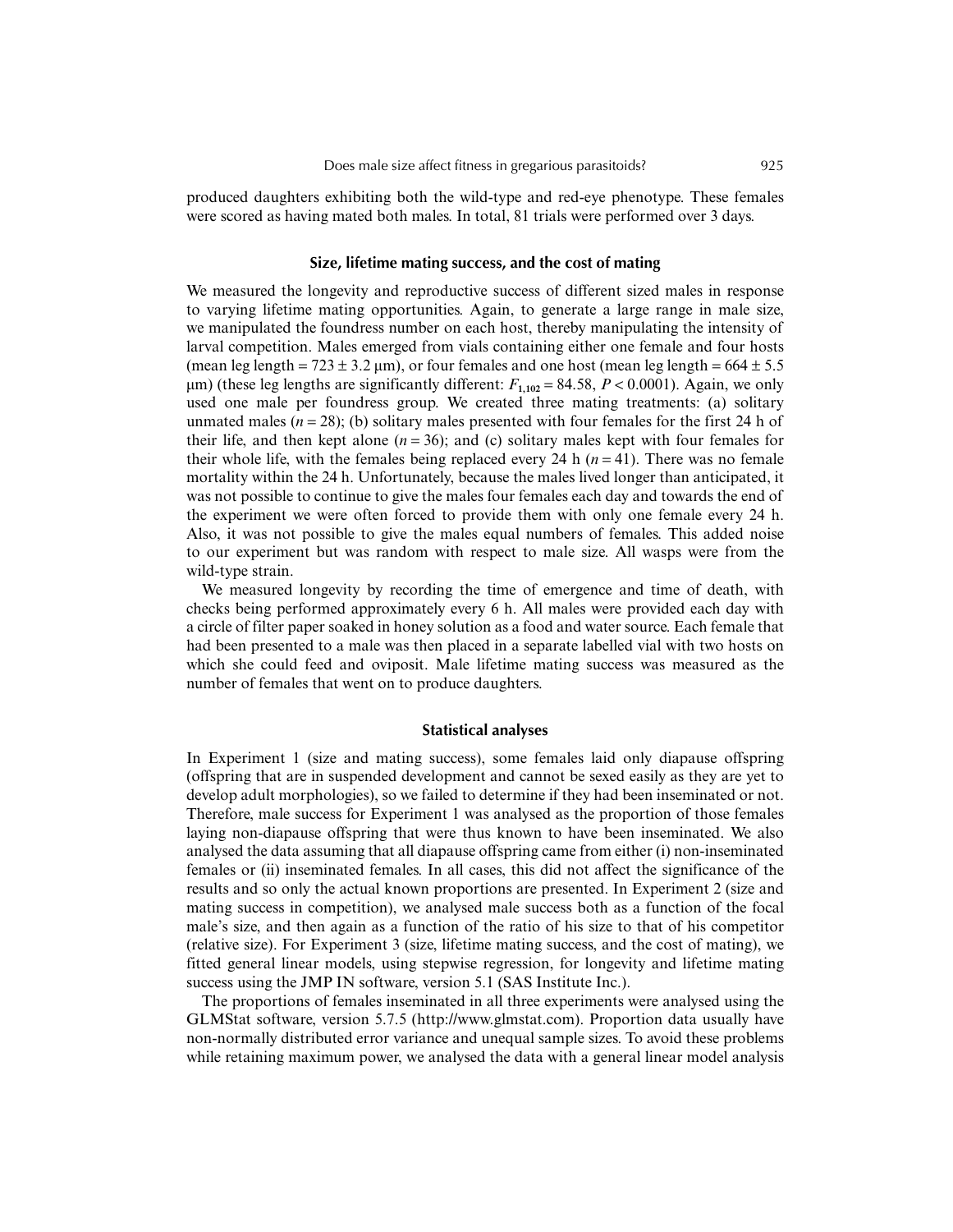produced daughters exhibiting both the wild-type and red-eye phenotype. These females were scored as having mated both males. In total, 81 trials were performed over 3 days.

### Size, lifetime mating success, and the cost of mating

We measured the longevity and reproductive success of different sized males in response to varying lifetime mating opportunities. Again, to generate a large range in male size, we manipulated the foundress number on each host, thereby manipulating the intensity of larval competition. Males emerged from vials containing either one female and four hosts (mean leg length = 723 ± 3.2 μm), or four females and one host (mean leg length = 664 ± 5.5 μm) (these leg lengths are significantly different: $F_{1,102} = 84.58$, $P < 0.0001$). Again, we only used one male per foundress group. We created three mating treatments: (a) solitary unmated males ($n = 28$); (b) solitary males presented with four females for the first 24 h of their life, and then kept alone ($n = 36$); and (c) solitary males kept with four females for their whole life, with the females being replaced every 24 h ($n = 41$). There was no female mortality within the 24 h. Unfortunately, because the males lived longer than anticipated, it was not possible to continue to give the males four females each day and towards the end of the experiment we were often forced to provide them with only one female every 24 h. Also, it was not possible to give the males equal numbers of females. This added noise to our experiment but was random with respect to male size. All wasps were from the wild-type strain.

We measured longevity by recording the time of emergence and time of death, with checks being performed approximately every 6 h. All males were provided each day with a circle of filter paper soaked in honey solution as a food and water source. Each female that had been presented to a male was then placed in a separate labelled vial with two hosts on which she could feed and oviposit. Male lifetime mating success was measured as the number of females that went on to produce daughters.

### Statistical analyses

In Experiment 1 (size and mating success), some females laid only diapause offspring (offspring that are in suspended development and cannot be sexed easily as they are yet to develop adult morphologies), so we failed to determine if they had been inseminated or not. Therefore, male success for Experiment 1 was analysed as the proportion of those females laying non-diapause offspring that were thus known to have been inseminated. We also analysed the data assuming that all diapause offspring came from either (i) non-inseminated females or (ii) inseminated females. In all cases, this did not affect the significance of the results and so only the actual known proportions are presented. In Experiment 2 (size and mating success in competition), we analysed male success both as a function of the focal male's size, and then again as a function of the ratio of his size to that of his competitor (relative size). For Experiment 3 (size, lifetime mating success, and the cost of mating), we fitted general linear models, using stepwise regression, for longevity and lifetime mating success using the JMP IN software, version 5.1 (SAS Institute Inc.).

The proportions of females inseminated in all three experiments were analysed using the GLMStat software, version 5.7.5 (http://www.glmstat.com). Proportion data usually have non-normally distributed error variance and unequal sample sizes. To avoid these problems while retaining maximum power, we analysed the data with a general linear model analysis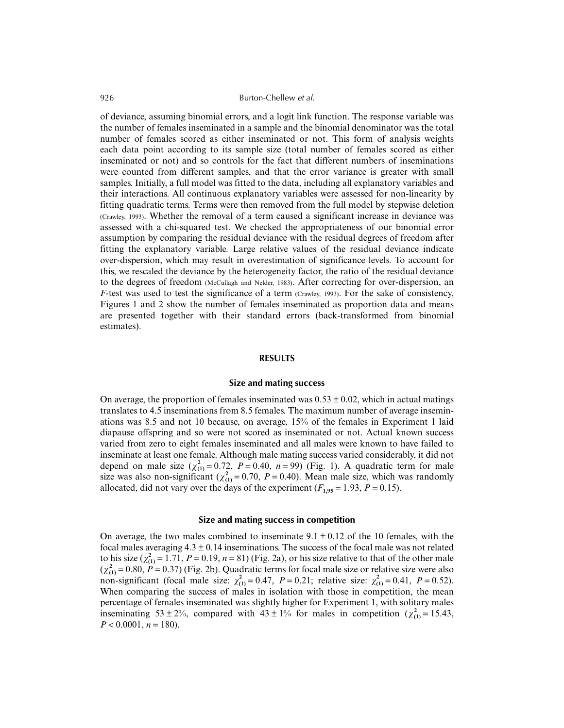of deviance, assuming binomial errors, and a logit link function. The response variable was the number of females inseminated in a sample and the binomial denominator was the total number of females scored as either inseminated or not. This form of analysis weights each data point according to its sample size (total number of females scored as either inseminated or not) and so controls for the fact that different numbers of inseminations were counted from different samples, and that the error variance is greater with small samples. Initially, a full model was fitted to the data, including all explanatory variables and their interactions. All continuous explanatory variables were assessed for non-linearity by fitting quadratic terms. Terms were then removed from the full model by stepwise deletion (Crawley, 1993). Whether the removal of a term caused a significant increase in deviance was assessed with a chi-squared test. We checked the appropriateness of our binomial error assumption by comparing the residual deviance with the residual degrees of freedom after fitting the explanatory variable. Large relative values of the residual deviance indicate over-dispersion, which may result in overestimation of significance levels. To account for this, we rescaled the deviance by the heterogeneity factor, the ratio of the residual deviance to the degrees of freedom (McCullagh and Nelder, 1983). After correcting for over-dispersion, an *F*-test was used to test the significance of a term (Crawley, 1993). For the sake of consistency, Figures 1 and 2 show the number of females inseminated as proportion data and means are presented together with their standard errors (back-transformed from binomial estimates).

## RESULTS

### Size and mating success

On average, the proportion of females inseminated was $0.53 \pm 0.02$, which in actual matings translates to 4.5 inseminations from 8.5 females. The maximum number of average inseminations was 8.5 and not 10 because, on average, 15% of the females in Experiment 1 laid diapause offspring and so were not scored as inseminated or not. Actual known success varied from zero to eight females inseminated and all males were known to have failed to inseminate at least one female. Although male mating success varied considerably, it did not depend on male size ($\chi^2_{(1)} = 0.72$, $P = 0.40$, $n = 99$) (Fig. 1). A quadratic term for male size was also non-significant ($\chi^2_{(1)} = 0.70$, $P = 0.40$). Mean male size, which was randomly allocated, did not vary over the days of the experiment ($F_{1,95} = 1.93$, $P = 0.15$).

### Size and mating success in competition

On average, the two males combined to inseminate $9.1 \pm 0.12$ of the 10 females, with the focal males averaging $4.3 \pm 0.14$ inseminations. The success of the focal male was not related to his size ($\chi^2_{(1)} = 1.71$, $P = 0.19$, $n = 81$) (Fig. 2a), or his size relative to that of the other male ($\chi^2_{(1)} = 0.80$, $P = 0.37$) (Fig. 2b). Quadratic terms for focal male size or relative size were also non-significant (focal male size: $\chi^2_{(1)} = 0.47$, $P = 0.21$; relative size: $\chi^2_{(1)} = 0.41$, $P = 0.52$). When comparing the success of males in isolation with those in competition, the mean percentage of females inseminated was slightly higher for Experiment 1, with solitary males inseminating $53 \pm 2\%$, compared with $43 \pm 1\%$ for males in competition ($\chi^2_{(1)} = 15.43$, $P < 0.0001$, $n = 180$).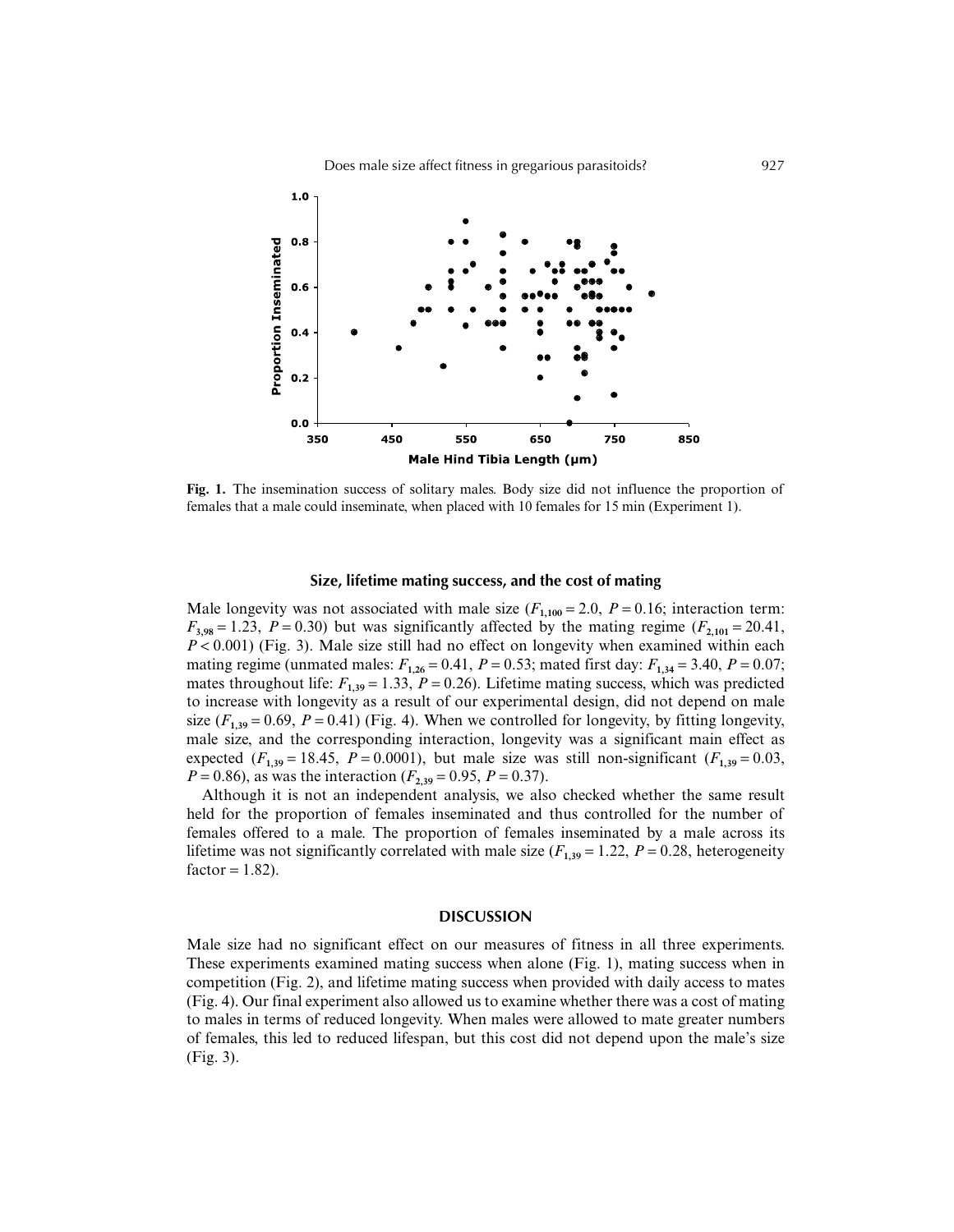**Fig. 1.** The insemination success of solitary males. Body size did not influence the proportion of females that a male could inseminate, when placed with 10 females for 15 min (Experiment 1).

### Size, lifetime mating success, and the cost of mating

Male longevity was not associated with male size ($F_{1,100} = 2.0$, $P = 0.16$; interaction term: $F_{3,98} = 1.23$, $P = 0.30$) but was significantly affected by the mating regime ($F_{2,101} = 20.41$, $P < 0.001$) (Fig. 3). Male size still had no effect on longevity when examined within each mating regime (unmated males: $F_{1,26} = 0.41$, $P = 0.53$; mated first day: $F_{1,34} = 3.40$, $P = 0.07$; mates throughout life: $F_{1,39} = 1.33$, $P = 0.26$). Lifetime mating success, which was predicted to increase with longevity as a result of our experimental design, did not depend on male size ($F_{1,39} = 0.69$, $P = 0.41$) (Fig. 4). When we controlled for longevity, by fitting longevity, male size, and the corresponding interaction, longevity was a significant main effect as expected ($F_{1,39} = 18.45$, $P = 0.0001$), but male size was still non-significant ($F_{1,39} = 0.03$, $P = 0.86$), as was the interaction ($F_{2,39} = 0.95$, $P = 0.37$).

Although it is not an independent analysis, we also checked whether the same result held for the proportion of females inseminated and thus controlled for the number of females offered to a male. The proportion of females inseminated by a male across its lifetime was not significantly correlated with male size ($F_{1,39} = 1.22$, $P = 0.28$, heterogeneity factor = 1.82).

## DISCUSSION

Male size had no significant effect on our measures of fitness in all three experiments. These experiments examined mating success when alone (Fig. 1), mating success when in competition (Fig. 2), and lifetime mating success when provided with daily access to mates (Fig. 4). Our final experiment also allowed us to examine whether there was a cost of mating to males in terms of reduced longevity. When males were allowed to mate greater numbers of females, this led to reduced lifespan, but this cost did not depend upon the male's size (Fig. 3).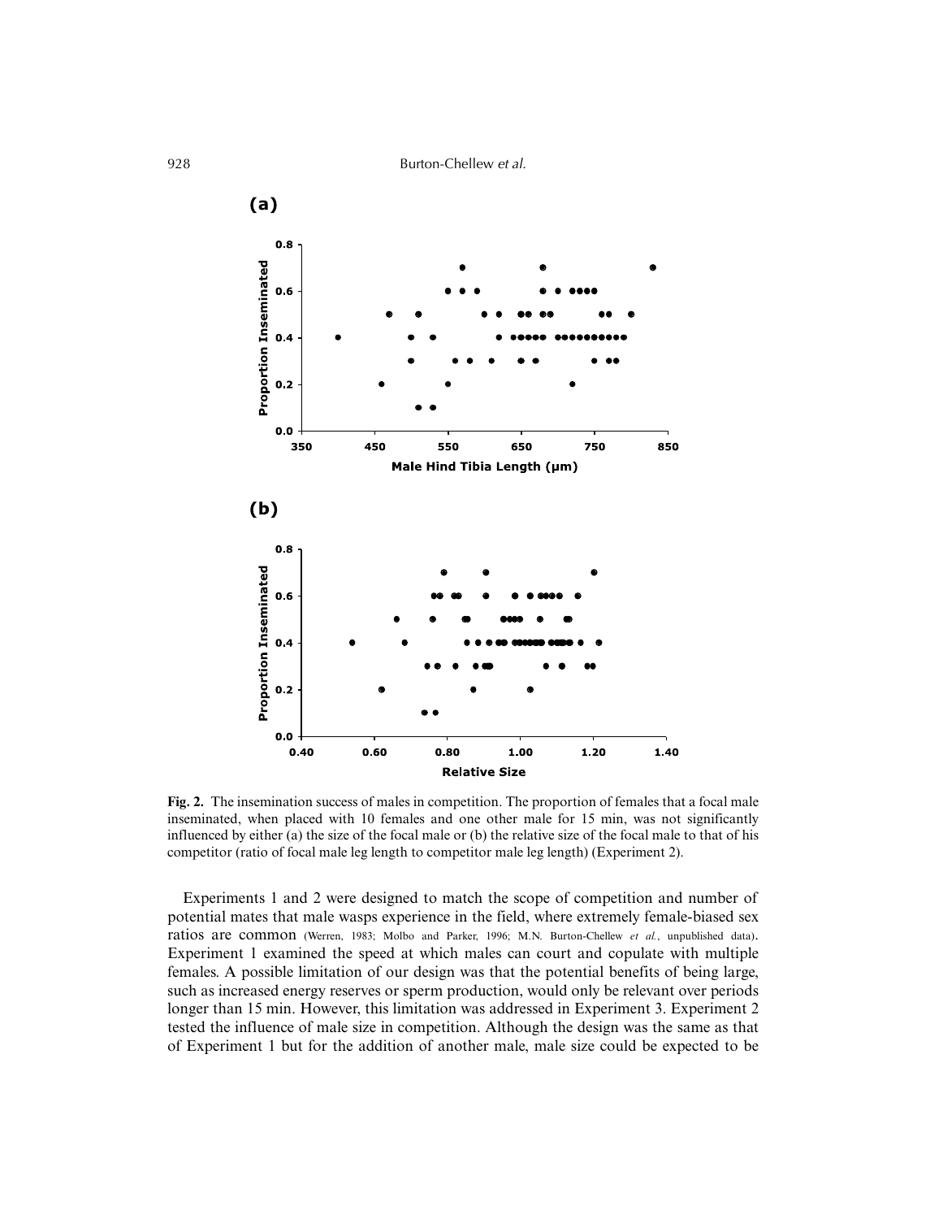**Fig. 2.** The insemination success of males in competition. The proportion of females that a focal male inseminated, when placed with 10 females and one other male for 15 min, was not significantly influenced by either (a) the size of the focal male or (b) the relative size of the focal male to that of his competitor (ratio of focal male leg length to competitor male leg length) (Experiment 2).

Experiments 1 and 2 were designed to match the scope of competition and number of potential mates that male wasps experience in the field, where extremely female-biased sex ratios are common (Werren, 1983; Molbo and Parker, 1996; M.N. Burton-Chellew *et al.*, unpublished data). Experiment 1 examined the speed at which males can court and copulate with multiple females. A possible limitation of our design was that the potential benefits of being large, such as increased energy reserves or sperm production, would only be relevant over periods longer than 15 min. However, this limitation was addressed in Experiment 3. Experiment 2 tested the influence of male size in competition. Although the design was the same as that of Experiment 1 but for the addition of another male, male size could be expected to be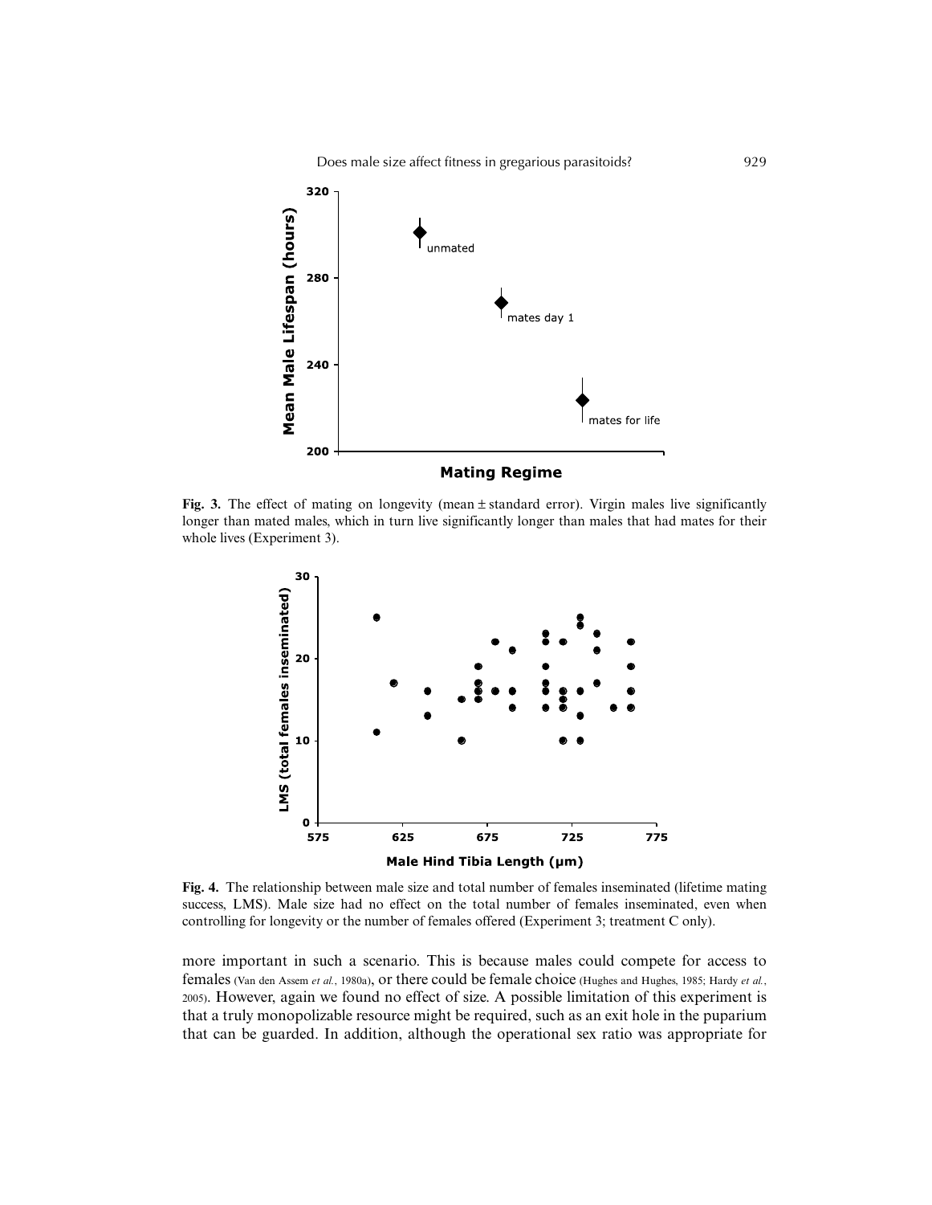**Fig. 3.** The effect of mating on longevity (mean ± standard error). Virgin males live significantly longer than mated males, which in turn live significantly longer than males that had mates for their whole lives (Experiment 3).

**Fig. 4.** The relationship between male size and total number of females inseminated (lifetime mating success, LMS). Male size had no effect on the total number of females inseminated, even when controlling for longevity or the number of females offered (Experiment 3; treatment C only).

more important in such a scenario. This is because males could compete for access to females (Van den Assem *et al.*, 1980a), or there could be female choice (Hughes and Hughes, 1985; Hardy *et al.*, 2005). However, again we found no effect of size. A possible limitation of this experiment is that a truly monopolizable resource might be required, such as an exit hole in the puparium that can be guarded. In addition, although the operational sex ratio was appropriate for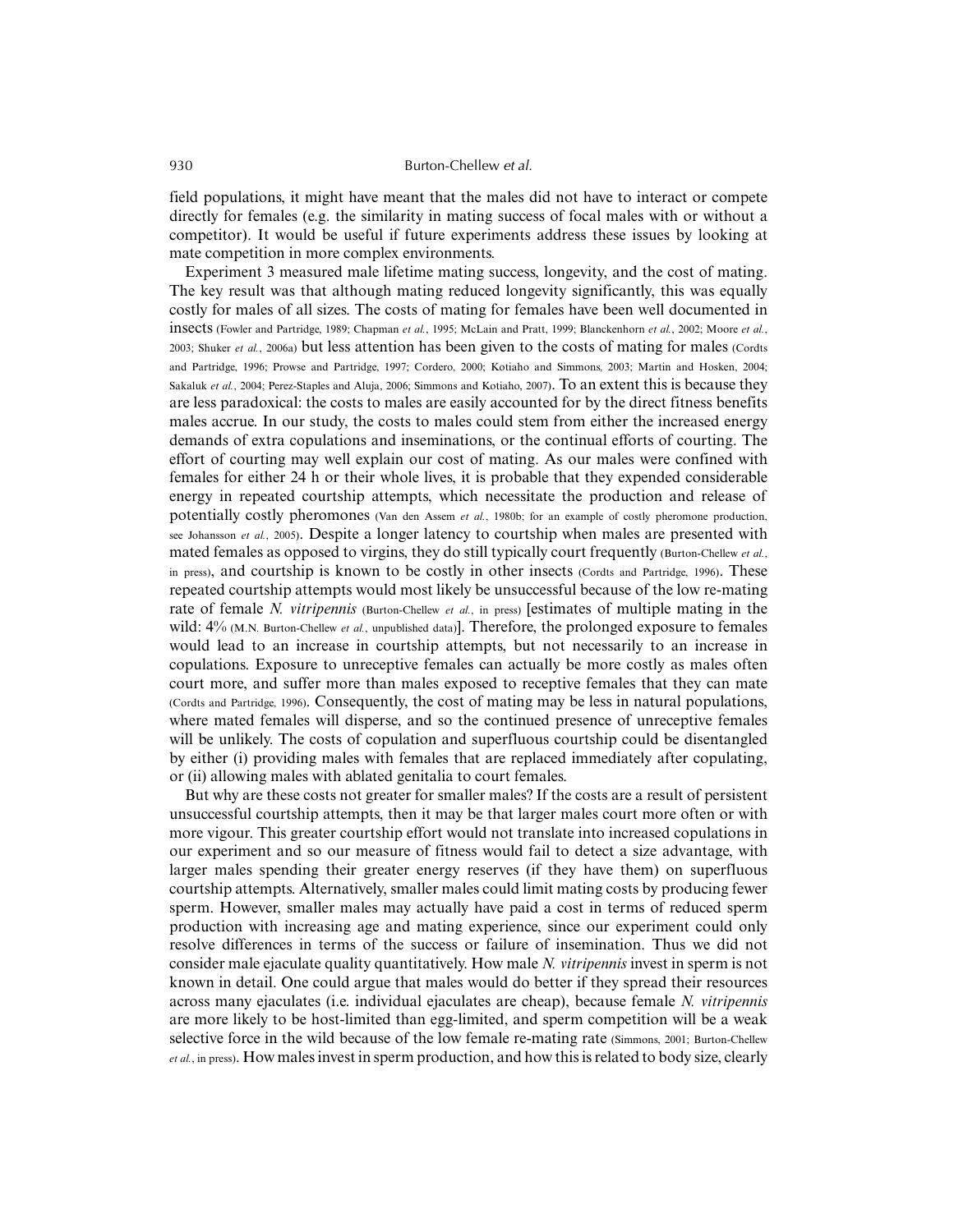field populations, it might have meant that the males did not have to interact or compete directly for females (e.g. the similarity in mating success of focal males with or without a competitor). It would be useful if future experiments address these issues by looking at mate competition in more complex environments.

Experiment 3 measured male lifetime mating success, longevity, and the cost of mating. The key result was that although mating reduced longevity significantly, this was equally costly for males of all sizes. The costs of mating for females have been well documented in insects (Fowler and Partridge, 1989; Chapman *et al.*, 1995; McLain and Pratt, 1999; Blanckenhorn *et al.*, 2002; Moore *et al.*, 2003; Shuker *et al.*, 2006a) but less attention has been given to the costs of mating for males (Cordts and Partridge, 1996; Prowse and Partridge, 1997; Cordero, 2000; Kotiaho and Simmons, 2003; Martin and Hosken, 2004; Sakaluk *et al.*, 2004; Perez-Staples and Aluja, 2006; Simmons and Kotiaho, 2007). To an extent this is because they are less paradoxical: the costs to males are easily accounted for by the direct fitness benefits males accrue. In our study, the costs to males could stem from either the increased energy demands of extra copulations and inseminations, or the continual efforts of courting. The effort of courting may well explain our cost of mating. As our males were confined with females for either 24 h or their whole lives, it is probable that they expended considerable energy in repeated courtship attempts, which necessitate the production and release of potentially costly pheromones (Van den Assem *et al.*, 1980b; for an example of costly pheromone production, see Johansson *et al.*, 2005). Despite a longer latency to courtship when males are presented with mated females as opposed to virgins, they do still typically court frequently (Burton-Chellew *et al.*, in press), and courtship is known to be costly in other insects (Cordts and Partridge, 1996). These repeated courtship attempts would most likely be unsuccessful because of the low re-mating rate of female *N. vitripennis* (Burton-Chellew *et al.*, in press) [estimates of multiple mating in the wild: 4% (M.N. Burton-Chellew *et al.*, unpublished data)]. Therefore, the prolonged exposure to females would lead to an increase in courtship attempts, but not necessarily to an increase in copulations. Exposure to unreceptive females can actually be more costly as males often court more, and suffer more than males exposed to receptive females that they can mate (Cordts and Partridge, 1996). Consequently, the cost of mating may be less in natural populations, where mated females will disperse, and so the continued presence of unreceptive females will be unlikely. The costs of copulation and superfluous courtship could be disentangled by either (i) providing males with females that are replaced immediately after copulating, or (ii) allowing males with ablated genitalia to court females.

But why are these costs not greater for smaller males? If the costs are a result of persistent unsuccessful courtship attempts, then it may be that larger males court more often or with more vigour. This greater courtship effort would not translate into increased copulations in our experiment and so our measure of fitness would fail to detect a size advantage, with larger males spending their greater energy reserves (if they have them) on superfluous courtship attempts. Alternatively, smaller males could limit mating costs by producing fewer sperm. However, smaller males may actually have paid a cost in terms of reduced sperm production with increasing age and mating experience, since our experiment could only resolve differences in terms of the success or failure of insemination. Thus we did not consider male ejaculate quality quantitatively. How male *N. vitripennis* invest in sperm is not known in detail. One could argue that males would do better if they spread their resources across many ejaculates (i.e. individual ejaculates are cheap), because female *N. vitripennis* are more likely to be host-limited than egg-limited, and sperm competition will be a weak selective force in the wild because of the low female re-mating rate (Simmons, 2001; Burton-Chellew *et al.*, in press). How males invest in sperm production, and how this is related to body size, clearly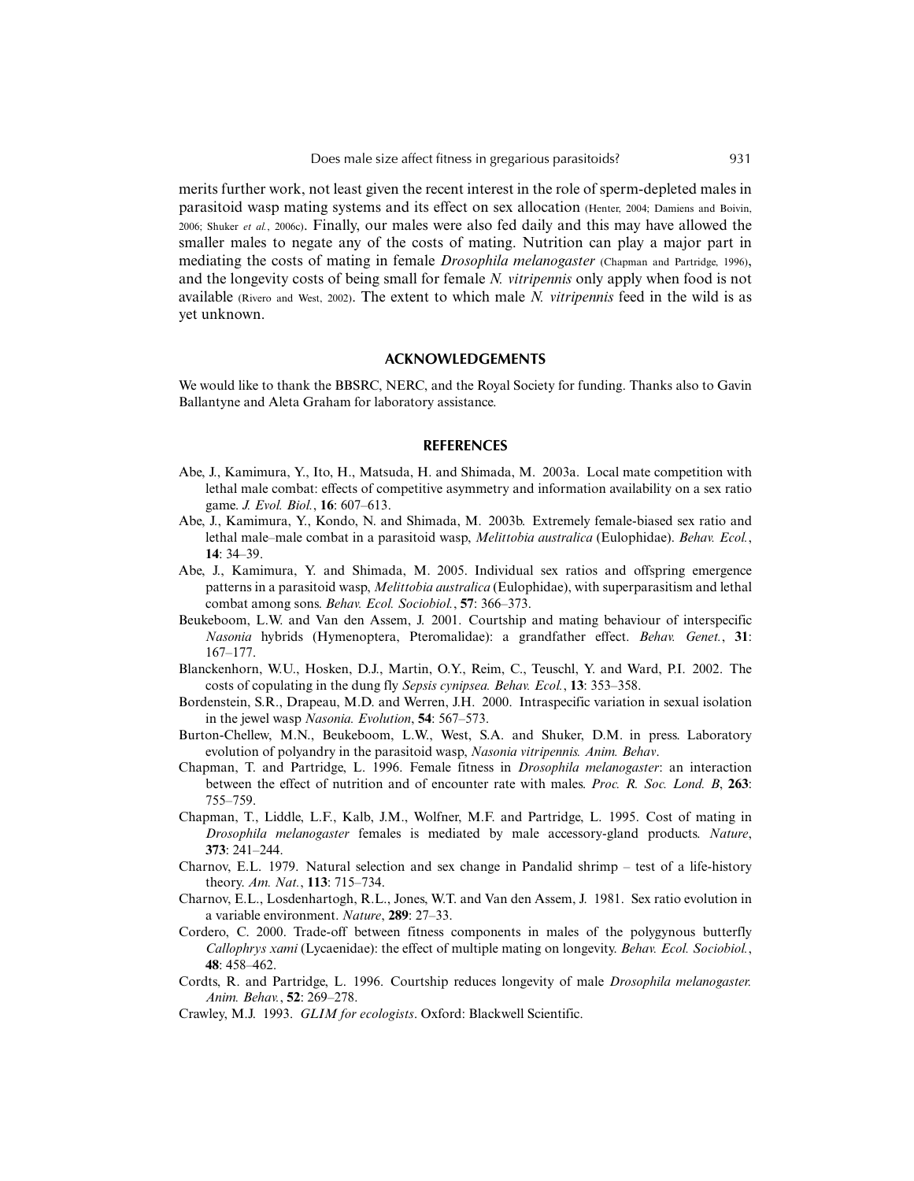merits further work, not least given the recent interest in the role of sperm-depleted males in parasitoid wasp mating systems and its effect on sex allocation (Henter, 2004; Damiens and Boivin, 2006; Shuker *et al.*, 2006c). Finally, our males were also fed daily and this may have allowed the smaller males to negate any of the costs of mating. Nutrition can play a major part in mediating the costs of mating in female *Drosophila melanogaster* (Chapman and Partridge, 1996), and the longevity costs of being small for female *N. vitripennis* only apply when food is not available (Rivero and West, 2002). The extent to which male *N. vitripennis* feed in the wild is as yet unknown.

## ACKNOWLEDGEMENTS

We would like to thank the BBSRC, NERC, and the Royal Society for funding. Thanks also to Gavin Ballantyne and Aleta Graham for laboratory assistance.

## REFERENCES

Abe, J., Kamimura, Y., Ito, H., Matsuda, H. and Shimada, M. 2003a. Local mate competition with lethal male combat: effects of competitive asymmetry and information availability on a sex ratio game. *J. Evol. Biol.*, **16**: 607–613.

Abe, J., Kamimura, Y., Kondo, N. and Shimada, M. 2003b. Extremely female-biased sex ratio and lethal male–male combat in a parasitoid wasp, *Melittobia australica* (Eulophidae). *Behav. Ecol.*, **14**: 34–39.

Abe, J., Kamimura, Y. and Shimada, M. 2005. Individual sex ratios and offspring emergence patterns in a parasitoid wasp, *Melittobia australica* (Eulophidae), with superparasitism and lethal combat among sons. *Behav. Ecol. Sociobiol.*, **57**: 366–373.

Beukeboom, L.W. and Van den Assem, J. 2001. Courtship and mating behaviour of interspecific *Nasonia* hybrids (Hymenoptera, Pteromalidae): a grandfather effect. *Behav. Genet.*, **31**: 167–177.

Blanckenhorn, W.U., Hosken, D.J., Martin, O.Y., Reim, C., Teuschl, Y. and Ward, P.I. 2002. The costs of copulating in the dung fly *Sepsis cynipsea. Behav. Ecol.*, **13**: 353–358.

Bordenstein, S.R., Drapeau, M.D. and Werren, J.H. 2000. Intraspecific variation in sexual isolation in the jewel wasp *Nasonia. Evolution*, **54**: 567–573.

Burton-Chellew, M.N., Beukeboom, L.W., West, S.A. and Shuker, D.M. in press. Laboratory evolution of polyandry in the parasitoid wasp, *Nasonia vitripennis. Anim. Behav*.

Chapman, T. and Partridge, L. 1996. Female fitness in *Drosophila melanogaster*: an interaction between the effect of nutrition and of encounter rate with males. *Proc. R. Soc. Lond. B*, **263**: 755–759.

Chapman, T., Liddle, L.F., Kalb, J.M., Wolfner, M.F. and Partridge, L. 1995. Cost of mating in *Drosophila melanogaster* females is mediated by male accessory-gland products. *Nature*, **373**: 241–244.

Charnov, E.L. 1979. Natural selection and sex change in Pandalid shrimp – test of a life-history theory. *Am. Nat.*, **113**: 715–734.

Charnov, E.L., Losdenhartogh, R.L., Jones, W.T. and Van den Assem, J. 1981. Sex ratio evolution in a variable environment. *Nature*, **289**: 27–33.

Cordero, C. 2000. Trade-off between fitness components in males of the polygynous butterfly *Callophrys xami* (Lycaenidae): the effect of multiple mating on longevity. *Behav. Ecol. Sociobiol.*, **48**: 458–462.

Cordts, R. and Partridge, L. 1996. Courtship reduces longevity of male *Drosophila melanogaster. Anim. Behav.*, **52**: 269–278.

Crawley, M.J. 1993. *GLIM for ecologists*. Oxford: Blackwell Scientific.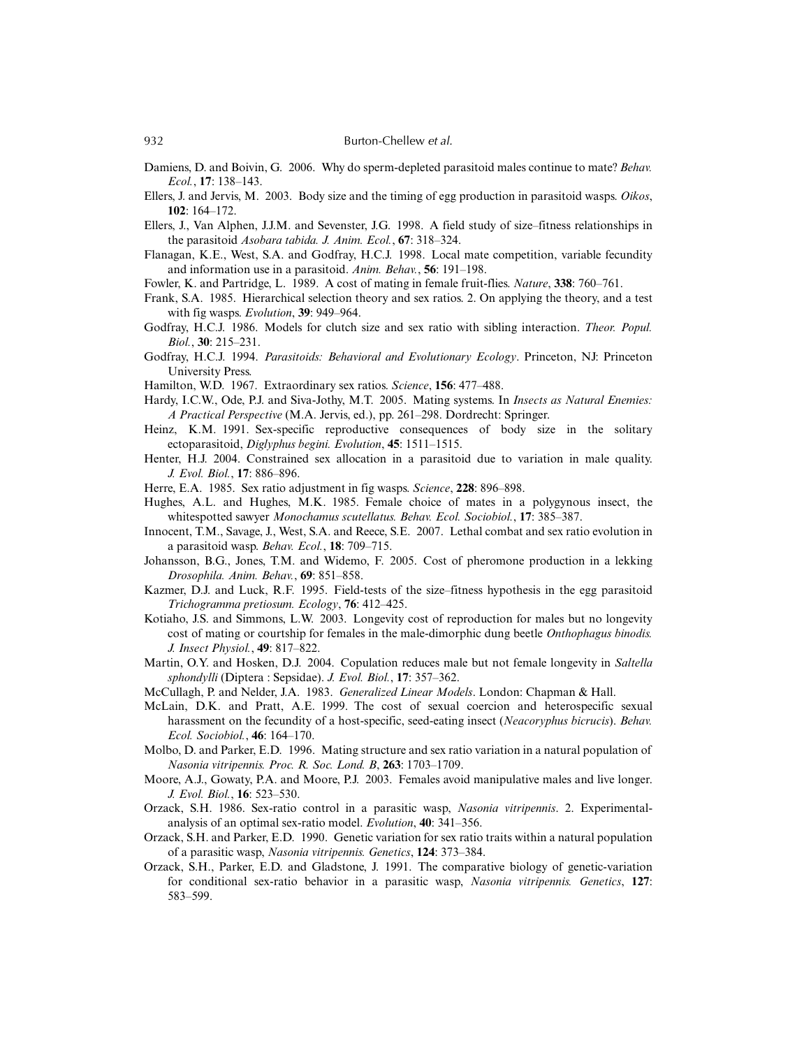Damiens, D. and Boivin, G. 2006. Why do sperm-depleted parasitoid males continue to mate? *Behav. Ecol.*, **17**: 138–143.

Ellers, J. and Jervis, M. 2003. Body size and the timing of egg production in parasitoid wasps. *Oikos*, **102**: 164–172.

Ellers, J., Van Alphen, J.J.M. and Sevenster, J.G. 1998. A field study of size–fitness relationships in the parasitoid *Asobara tabida. J. Anim. Ecol.*, **67**: 318–324.

Flanagan, K.E., West, S.A. and Godfray, H.C.J. 1998. Local mate competition, variable fecundity and information use in a parasitoid. *Anim. Behav.*, **56**: 191–198.

Fowler, K. and Partridge, L. 1989. A cost of mating in female fruit-flies. *Nature*, **338**: 760–761.

Frank, S.A. 1985. Hierarchical selection theory and sex ratios. 2. On applying the theory, and a test with fig wasps. *Evolution*, **39**: 949–964.

Godfray, H.C.J. 1986. Models for clutch size and sex ratio with sibling interaction. *Theor. Popul. Biol.*, **30**: 215–231.

Godfray, H.C.J. 1994. *Parasitoids: Behavioral and Evolutionary Ecology*. Princeton, NJ: Princeton University Press.

Hamilton, W.D. 1967. Extraordinary sex ratios. *Science*, **156**: 477–488.

Hardy, I.C.W., Ode, P.J. and Siva-Jothy, M.T. 2005. Mating systems. In *Insects as Natural Enemies: A Practical Perspective* (M.A. Jervis, ed.), pp. 261–298. Dordrecht: Springer.

Heinz, K.M. 1991. Sex-specific reproductive consequences of body size in the solitary ectoparasitoid, *Diglyphus begini. Evolution*, **45**: 1511–1515.

Henter, H.J. 2004. Constrained sex allocation in a parasitoid due to variation in male quality. *J. Evol. Biol.*, **17**: 886–896.

Herre, E.A. 1985. Sex ratio adjustment in fig wasps. *Science*, **228**: 896–898.

Hughes, A.L. and Hughes, M.K. 1985. Female choice of mates in a polygynous insect, the whitespotted sawyer *Monochamus scutellatus. Behav. Ecol. Sociobiol.*, **17**: 385–387.

Innocent, T.M., Savage, J., West, S.A. and Reece, S.E. 2007. Lethal combat and sex ratio evolution in a parasitoid wasp. *Behav. Ecol.*, **18**: 709–715.

Johansson, B.G., Jones, T.M. and Widemo, F. 2005. Cost of pheromone production in a lekking *Drosophila. Anim. Behav.*, **69**: 851–858.

Kazmer, D.J. and Luck, R.F. 1995. Field-tests of the size–fitness hypothesis in the egg parasitoid *Trichogramma pretiosum. Ecology*, **76**: 412–425.

Kotiaho, J.S. and Simmons, L.W. 2003. Longevity cost of reproduction for males but no longevity cost of mating or courtship for females in the male-dimorphic dung beetle *Onthophagus binodis. J. Insect Physiol.*, **49**: 817–822.

Martin, O.Y. and Hosken, D.J. 2004. Copulation reduces male but not female longevity in *Saltella sphondylli* (Diptera : Sepsidae). *J. Evol. Biol.*, **17**: 357–362.

McCullagh, P. and Nelder, J.A. 1983. *Generalized Linear Models*. London: Chapman & Hall.

McLain, D.K. and Pratt, A.E. 1999. The cost of sexual coercion and heterospecific sexual harassment on the fecundity of a host-specific, seed-eating insect (*Neacoryphus bicrucis*). *Behav. Ecol. Sociobiol.*, **46**: 164–170.

Molbo, D. and Parker, E.D. 1996. Mating structure and sex ratio variation in a natural population of *Nasonia vitripennis. Proc. R. Soc. Lond. B*, **263**: 1703–1709.

Moore, A.J., Gowaty, P.A. and Moore, P.J. 2003. Females avoid manipulative males and live longer. *J. Evol. Biol.*, **16**: 523–530.

Orzack, S.H. 1986. Sex-ratio control in a parasitic wasp, *Nasonia vitripennis*. 2. Experimental-analysis of an optimal sex-ratio model. *Evolution*, **40**: 341–356.

Orzack, S.H. and Parker, E.D. 1990. Genetic variation for sex ratio traits within a natural population of a parasitic wasp, *Nasonia vitripennis. Genetics*, **124**: 373–384.

Orzack, S.H., Parker, E.D. and Gladstone, J. 1991. The comparative biology of genetic-variation for conditional sex-ratio behavior in a parasitic wasp, *Nasonia vitripennis. Genetics*, **127**: 583–599.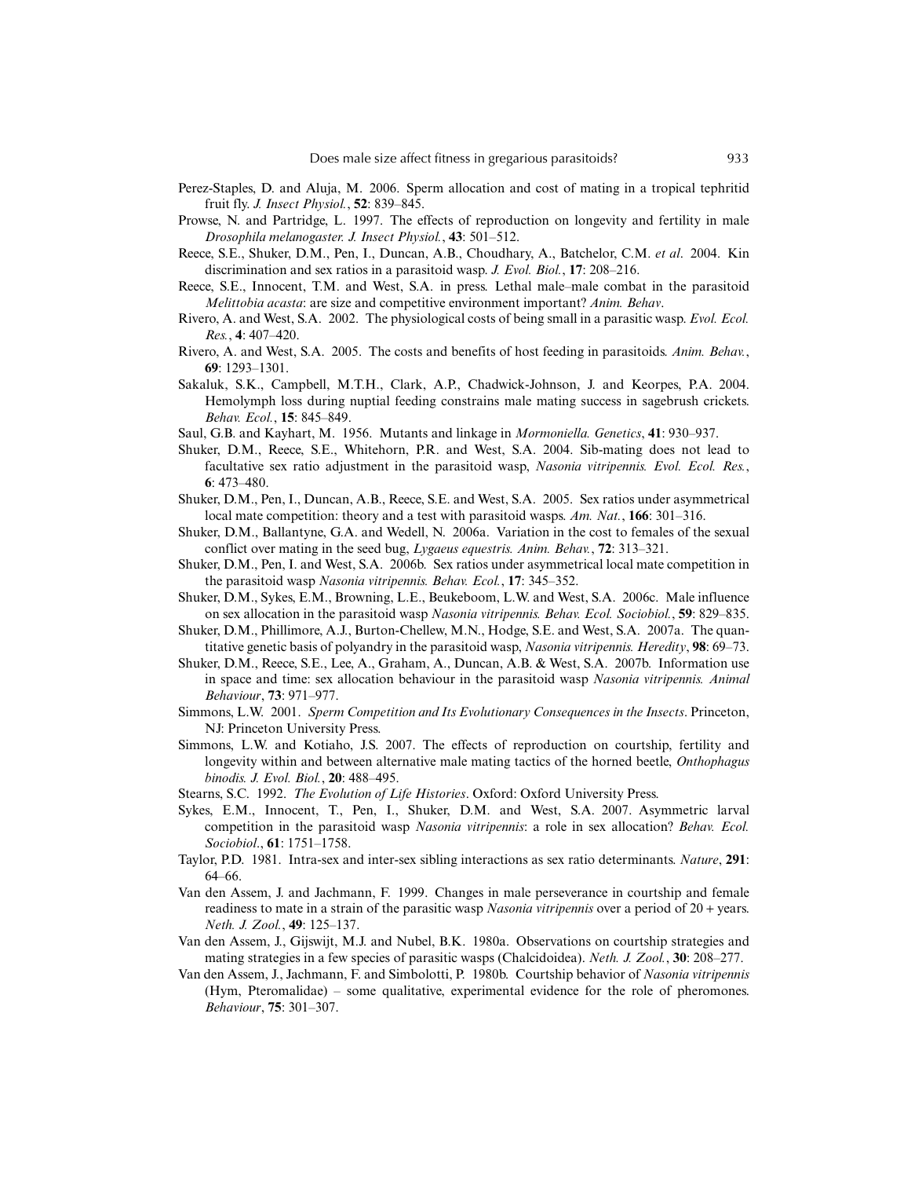Perez-Staples, D. and Aluja, M. 2006. Sperm allocation and cost of mating in a tropical tephritid fruit fly. *J. Insect Physiol.*, **52**: 839–845.

Prowse, N. and Partridge, L. 1997. The effects of reproduction on longevity and fertility in male *Drosophila melanogaster. J. Insect Physiol.*, **43**: 501–512.

Reece, S.E., Shuker, D.M., Pen, I., Duncan, A.B., Choudhary, A., Batchelor, C.M. *et al*. 2004. Kin discrimination and sex ratios in a parasitoid wasp. *J. Evol. Biol.*, **17**: 208–216.

Reece, S.E., Innocent, T.M. and West, S.A. in press. Lethal male–male combat in the parasitoid *Melittobia acasta*: are size and competitive environment important? *Anim. Behav*.

Rivero, A. and West, S.A. 2002. The physiological costs of being small in a parasitic wasp. *Evol. Ecol. Res.*, **4**: 407–420.

Rivero, A. and West, S.A. 2005. The costs and benefits of host feeding in parasitoids. *Anim. Behav.*, **69**: 1293–1301.

Sakaluk, S.K., Campbell, M.T.H., Clark, A.P., Chadwick-Johnson, J. and Keorpes, P.A. 2004. Hemolymph loss during nuptial feeding constrains male mating success in sagebrush crickets. *Behav. Ecol.*, **15**: 845–849.

Saul, G.B. and Kayhart, M. 1956. Mutants and linkage in *Mormoniella. Genetics*, **41**: 930–937.

Shuker, D.M., Reece, S.E., Whitehorn, P.R. and West, S.A. 2004. Sib-mating does not lead to facultative sex ratio adjustment in the parasitoid wasp, *Nasonia vitripennis. Evol. Ecol. Res.*, **6**: 473–480.

Shuker, D.M., Pen, I., Duncan, A.B., Reece, S.E. and West, S.A. 2005. Sex ratios under asymmetrical local mate competition: theory and a test with parasitoid wasps. *Am. Nat.*, **166**: 301–316.

Shuker, D.M., Ballantyne, G.A. and Wedell, N. 2006a. Variation in the cost to females of the sexual conflict over mating in the seed bug, *Lygaeus equestris. Anim. Behav.*, **72**: 313–321.

Shuker, D.M., Pen, I. and West, S.A. 2006b. Sex ratios under asymmetrical local mate competition in the parasitoid wasp *Nasonia vitripennis. Behav. Ecol.*, **17**: 345–352.

Shuker, D.M., Sykes, E.M., Browning, L.E., Beukeboom, L.W. and West, S.A. 2006c. Male influence on sex allocation in the parasitoid wasp *Nasonia vitripennis. Behav. Ecol. Sociobiol.*, **59**: 829–835.

Shuker, D.M., Phillimore, A.J., Burton-Chellew, M.N., Hodge, S.E. and West, S.A. 2007a. The quantitative genetic basis of polyandry in the parasitoid wasp, *Nasonia vitripennis. Heredity*, **98**: 69–73.

Shuker, D.M., Reece, S.E., Lee, A., Graham, A., Duncan, A.B. & West, S.A. 2007b. Information use in space and time: sex allocation behaviour in the parasitoid wasp *Nasonia vitripennis. Animal Behaviour*, **73**: 971–977.

Simmons, L.W. 2001. *Sperm Competition and Its Evolutionary Consequences in the Insects*. Princeton, NJ: Princeton University Press.

Simmons, L.W. and Kotiaho, J.S. 2007. The effects of reproduction on courtship, fertility and longevity within and between alternative male mating tactics of the horned beetle, *Onthophagus binodis. J. Evol. Biol.*, **20**: 488–495.

Stearns, S.C. 1992. *The Evolution of Life Histories*. Oxford: Oxford University Press.

Sykes, E.M., Innocent, T., Pen, I., Shuker, D.M. and West, S.A. 2007. Asymmetric larval competition in the parasitoid wasp *Nasonia vitripennis*: a role in sex allocation? *Behav. Ecol. Sociobiol.*, **61**: 1751–1758.

Taylor, P.D. 1981. Intra-sex and inter-sex sibling interactions as sex ratio determinants. *Nature*, **291**: 64–66.

Van den Assem, J. and Jachmann, F. 1999. Changes in male perseverance in courtship and female readiness to mate in a strain of the parasitic wasp *Nasonia vitripennis* over a period of 20 + years. *Neth. J. Zool.*, **49**: 125–137.

Van den Assem, J., Gijswijt, M.J. and Nubel, B.K. 1980a. Observations on courtship strategies and mating strategies in a few species of parasitic wasps (Chalcidoidea). *Neth. J. Zool.*, **30**: 208–277.

Van den Assem, J., Jachmann, F. and Simbolotti, P. 1980b. Courtship behavior of *Nasonia vitripennis* (Hym, Pteromalidae) – some qualitative, experimental evidence for the role of pheromones. *Behaviour*, **75**: 301–307.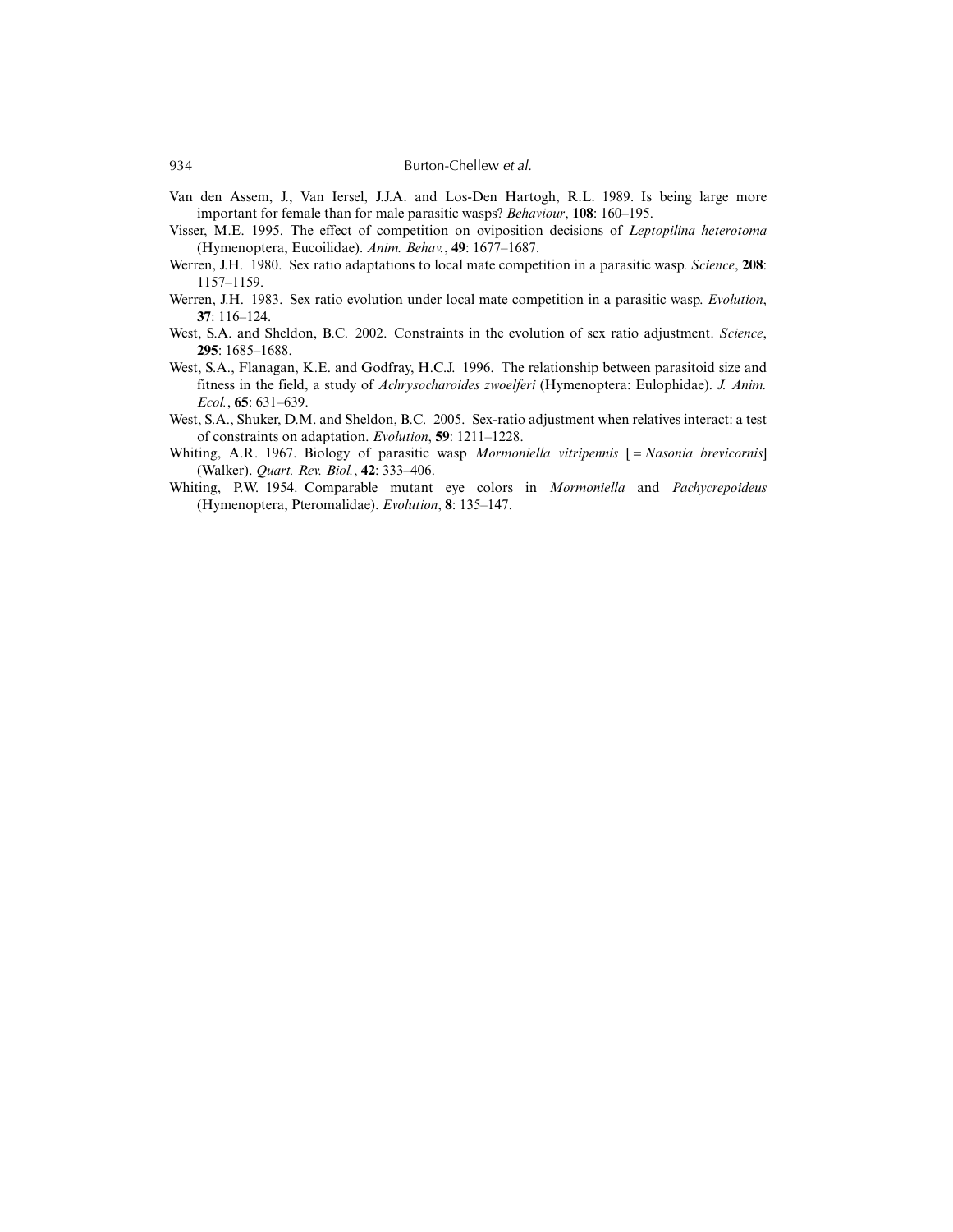Van den Assem, J., Van Iersel, J.J.A. and Los-Den Hartogh, R.L. 1989. Is being large more important for female than for male parasitic wasps? *Behaviour*, **108**: 160–195.

Visser, M.E. 1995. The effect of competition on oviposition decisions of *Leptopilina heterotoma* (Hymenoptera, Eucoilidae). *Anim. Behav.*, **49**: 1677–1687.

Werren, J.H. 1980. Sex ratio adaptations to local mate competition in a parasitic wasp. *Science*, **208**: 1157–1159.

Werren, J.H. 1983. Sex ratio evolution under local mate competition in a parasitic wasp. *Evolution*, **37**: 116–124.

West, S.A. and Sheldon, B.C. 2002. Constraints in the evolution of sex ratio adjustment. *Science*, **295**: 1685–1688.

West, S.A., Flanagan, K.E. and Godfray, H.C.J. 1996. The relationship between parasitoid size and fitness in the field, a study of *Achrysocharoides zwoelferi* (Hymenoptera: Eulophidae). *J. Anim. Ecol.*, **65**: 631–639.

West, S.A., Shuker, D.M. and Sheldon, B.C. 2005. Sex-ratio adjustment when relatives interact: a test of constraints on adaptation. *Evolution*, **59**: 1211–1228.

Whiting, A.R. 1967. Biology of parasitic wasp *Mormoniella vitripennis* [ = *Nasonia brevicornis*] (Walker). *Quart. Rev. Biol.*, **42**: 333–406.

Whiting, P.W. 1954. Comparable mutant eye colors in *Mormoniella* and *Pachycrepoideus* (Hymenoptera, Pteromalidae). *Evolution*, **8**: 135–147.